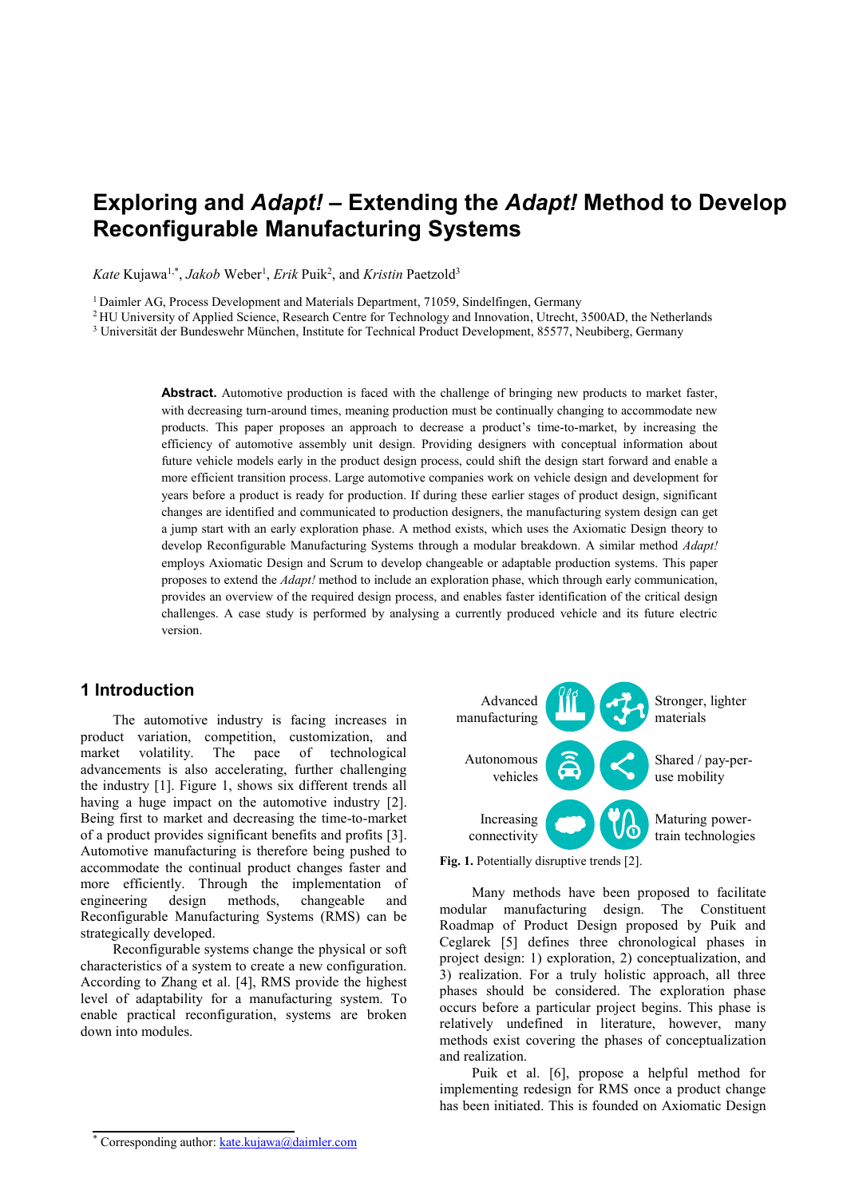# Exploring and *Adapt!* – Extending the *Adapt!* Method to Develop Reconfigurable Manufacturing Systems

*Kate* Kujawa[1,*], *Jakob* Weber[1], *Erik* Puik[2], and *Kristin* Paetzold[3]

[1] Daimler AG, Process Development and Materials Department, 71059, Sindelfingen, Germany
[2] HU University of Applied Science, Research Centre for Technology and Innovation, Utrecht, 3500AD, the Netherlands
[3] Universität der Bundeswehr München, Institute for Technical Product Development, 85577, Neubiberg, Germany

**Abstract.** Automotive production is faced with the challenge of bringing new products to market faster, with decreasing turn-around times, meaning production must be continually changing to accommodate new products. This paper proposes an approach to decrease a product's time-to-market, by increasing the efficiency of automotive assembly unit design. Providing designers with conceptual information about future vehicle models early in the product design process, could shift the design start forward and enable a more efficient transition process. Large automotive companies work on vehicle design and development for years before a product is ready for production. If during these earlier stages of product design, significant changes are identified and communicated to production designers, the manufacturing system design can get a jump start with an early exploration phase. A method exists, which uses the Axiomatic Design theory to develop Reconfigurable Manufacturing Systems through a modular breakdown. A similar method *Adapt!* employs Axiomatic Design and Scrum to develop changeable or adaptable production systems. This paper proposes to extend the *Adapt!* method to include an exploration phase, which through early communication, provides an overview of the required design process, and enables faster identification of the critical design challenges. A case study is performed by analysing a currently produced vehicle and its future electric version.

## 1 Introduction

The automotive industry is facing increases in product variation, competition, customization, and market volatility. The pace of technological advancements is also accelerating, further challenging the industry [1]. Figure 1, shows six different trends all having a huge impact on the automotive industry [2]. Being first to market and decreasing the time-to-market of a product provides significant benefits and profits [3]. Automotive manufacturing is therefore being pushed to accommodate the continual product changes faster and more efficiently. Through the implementation of engineering design methods, changeable and Reconfigurable Manufacturing Systems (RMS) can be strategically developed.

Reconfigurable systems change the physical or soft characteristics of a system to create a new configuration. According to Zhang et al. [4], RMS provide the highest level of adaptability for a manufacturing system. To enable practical reconfiguration, systems are broken down into modules.

Advanced manufacturing | Stronger, lighter materials | Autonomous vehicles | Shared / pay-per-use mobility | Increasing connectivity | Maturing power-train technologies

**Fig. 1.** Potentially disruptive trends [2].

Many methods have been proposed to facilitate modular manufacturing design. The Constituent Roadmap of Product Design proposed by Puik and Ceglarek [5] defines three chronological phases in project design: 1) exploration, 2) conceptualization, and 3) realization. For a truly holistic approach, all three phases should be considered. The exploration phase occurs before a particular project begins. This phase is relatively undefined in literature, however, many methods exist covering the phases of conceptualization and realization.

Puik et al. [6], propose a helpful method for implementing redesign for RMS once a product change has been initiated. This is founded on Axiomatic Design

* Corresponding author: kate.kujawa@daimler.com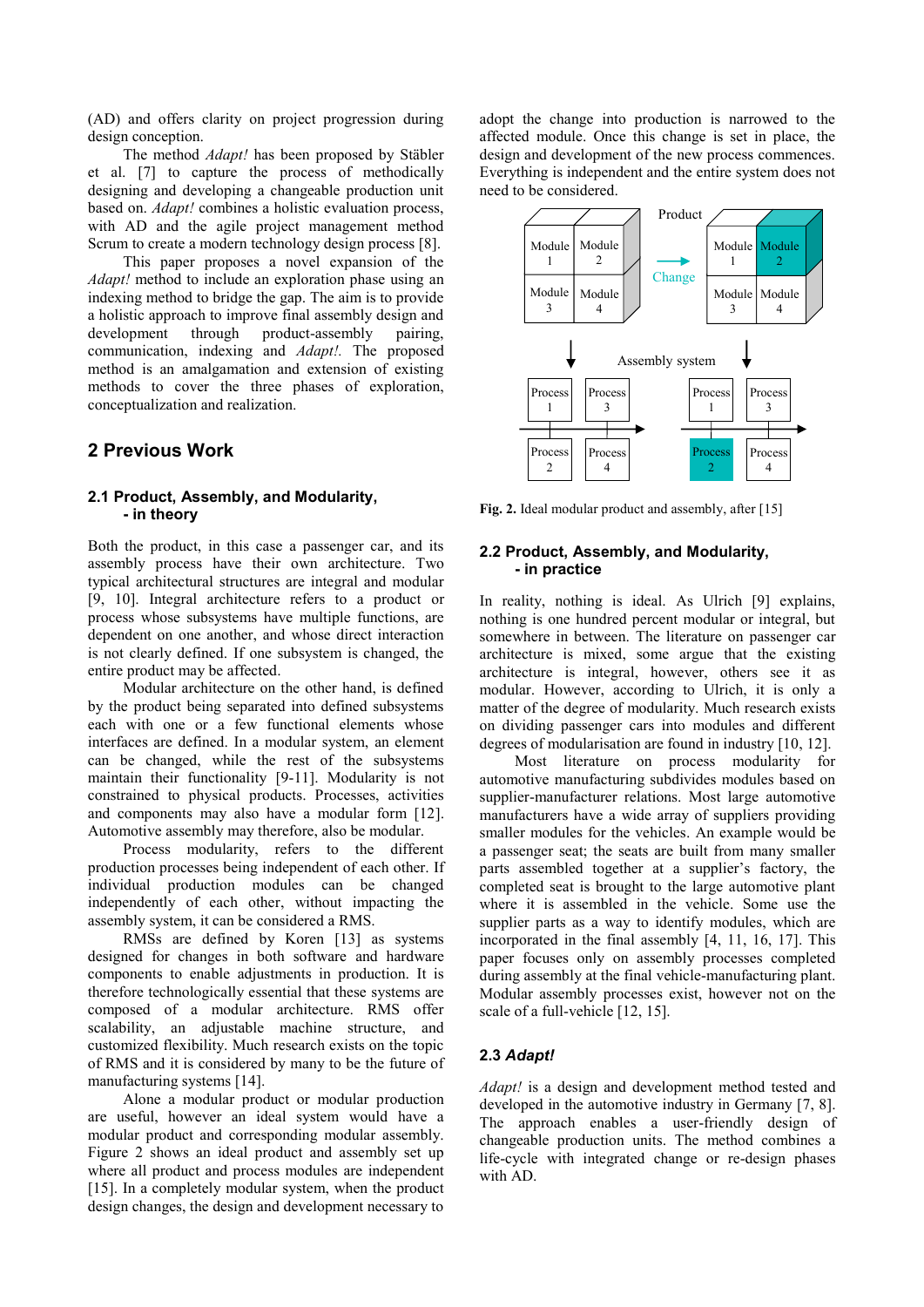(AD) and offers clarity on project progression during design conception.

The method *Adapt!* has been proposed by Stäbler et al. [7] to capture the process of methodically designing and developing a changeable production unit based on. *Adapt!* combines a holistic evaluation process, with AD and the agile project management method Scrum to create a modern technology design process [8].

This paper proposes a novel expansion of the *Adapt!* method to include an exploration phase using an indexing method to bridge the gap. The aim is to provide a holistic approach to improve final assembly design and development through product-assembly pairing, communication, indexing and *Adapt!*. The proposed method is an amalgamation and extension of existing methods to cover the three phases of exploration, conceptualization and realization.

## 2 Previous Work

### 2.1 Product, Assembly, and Modularity, - in theory

Both the product, in this case a passenger car, and its assembly process have their own architecture. Two typical architectural structures are integral and modular [9, 10]. Integral architecture refers to a product or process whose subsystems have multiple functions, are dependent on one another, and whose direct interaction is not clearly defined. If one subsystem is changed, the entire product may be affected.

Modular architecture on the other hand, is defined by the product being separated into defined subsystems each with one or a few functional elements whose interfaces are defined. In a modular system, an element can be changed, while the rest of the subsystems maintain their functionality [9-11]. Modularity is not constrained to physical products. Processes, activities and components may also have a modular form [12]. Automotive assembly may therefore, also be modular.

Process modularity, refers to the different production processes being independent of each other. If individual production modules can be changed independently of each other, without impacting the assembly system, it can be considered a RMS.

RMSs are defined by Koren [13] as systems designed for changes in both software and hardware components to enable adjustments in production. It is therefore technologically essential that these systems are composed of a modular architecture. RMS offer scalability, an adjustable machine structure, and customized flexibility. Much research exists on the topic of RMS and it is considered by many to be the future of manufacturing systems [14].

Alone a modular product or modular production are useful, however an ideal system would have a modular product and corresponding modular assembly. Figure 2 shows an ideal product and assembly set up where all product and process modules are independent [15]. In a completely modular system, when the product design changes, the design and development necessary to adopt the change into production is narrowed to the affected module. Once this change is set in place, the design and development of the new process commences. Everything is independent and the entire system does not need to be considered.

**Fig. 2.** Ideal modular product and assembly, after [15]

### 2.2 Product, Assembly, and Modularity, - in practice

In reality, nothing is ideal. As Ulrich [9] explains, nothing is one hundred percent modular or integral, but somewhere in between. The literature on passenger car architecture is mixed, some argue that the existing architecture is integral, however, others see it as modular. However, according to Ulrich, it is only a matter of the degree of modularity. Much research exists on dividing passenger cars into modules and different degrees of modularisation are found in industry [10, 12].

Most literature on process modularity for automotive manufacturing subdivides modules based on supplier-manufacturer relations. Most large automotive manufacturers have a wide array of suppliers providing smaller modules for the vehicles. An example would be a passenger seat; the seats are built from many smaller parts assembled together at a supplier's factory, the completed seat is brought to the large automotive plant where it is assembled in the vehicle. Some use the supplier parts as a way to identify modules, which are incorporated in the final assembly [4, 11, 16, 17]. This paper focuses only on assembly processes completed during assembly at the final vehicle-manufacturing plant. Modular assembly processes exist, however not on the scale of a full-vehicle [12, 15].

### 2.3 *Adapt!*

*Adapt!* is a design and development method tested and developed in the automotive industry in Germany [7, 8]. The approach enables a user-friendly design of changeable production units. The method combines a life-cycle with integrated change or re-design phases with AD.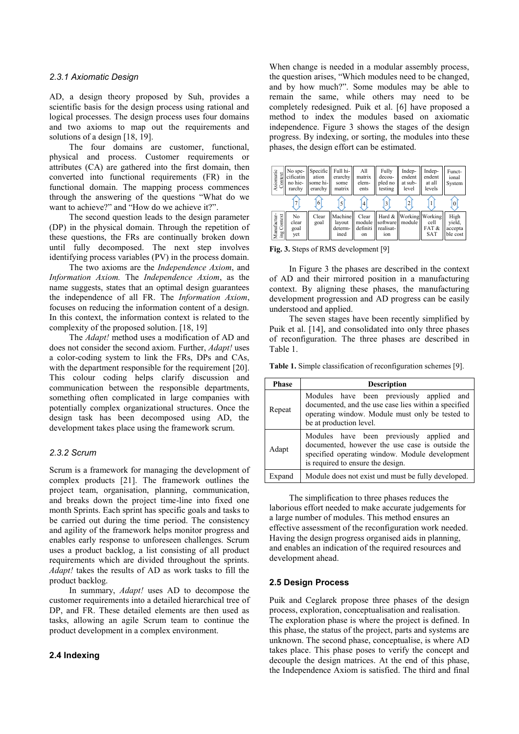### 2.3.1 Axiomatic Design

AD, a design theory proposed by Suh, provides a scientific basis for the design process using rational and logical processes. The design process uses four domains and two axioms to map out the requirements and solutions of a design [18, 19].

The four domains are customer, functional, physical and process. Customer requirements or attributes (CA) are gathered into the first domain, then converted into functional requirements (FR) in the functional domain. The mapping process commences through the answering of the questions "What do we want to achieve?" and "How do we achieve it?".

The second question leads to the design parameter (DP) in the physical domain. Through the repetition of these questions, the FRs are continually broken down until fully decomposed. The next step involves identifying process variables (PV) in the process domain.

The two axioms are the *Independence Axiom*, and *Information Axiom.* The *Independence Axiom*, as the name suggests, states that an optimal design guarantees the independence of all FR. The *Information Axiom*, focuses on reducing the information content of a design. In this context, the information context is related to the complexity of the proposed solution. [18, 19]

The *Adapt!* method uses a modification of AD and does not consider the second axiom. Further, *Adapt!* uses a color-coding system to link the FRs, DPs and CAs, with the department responsible for the requirement [20]. This colour coding helps clarify discussion and communication between the responsible departments, something often complicated in large companies with potentially complex organizational structures. Once the design task has been decomposed using AD, the development takes place using the framework scrum.

### 2.3.2 Scrum

Scrum is a framework for managing the development of complex products [21]. The framework outlines the project team, organisation, planning, communication, and breaks down the project time-line into fixed one month Sprints. Each sprint has specific goals and tasks to be carried out during the time period. The consistency and agility of the framework helps monitor progress and enables early response to unforeseen challenges. Scrum uses a product backlog, a list consisting of all product requirements which are divided throughout the sprints. *Adapt!* takes the results of AD as work tasks to fill the product backlog.

In summary, *Adapt!* uses AD to decompose the customer requirements into a detailed hierarchical tree of DP, and FR. These detailed elements are then used as tasks, allowing an agile Scrum team to continue the product development in a complex environment.

## 2.4 Indexing

When change is needed in a modular assembly process, the question arises, "Which modules need to be changed, and by how much?". Some modules may be able to remain the same, while others may need to be completely redesigned. Puik et al. [6] have proposed a method to index the modules based on axiomatic independence. Figure 3 shows the stages of the design progress. By indexing, or sorting, the modules into these phases, the design effort can be estimated.

| Axiomatic Context | No specificatin no hierarchy | Specification some hierarchy | Full hierarchy some matrix | All matrix elements | Fully decoupled no testing | Independent at sub-level | Independent at all levels | Functional System |
|---|---|---|---|---|---|---|---|---|
| | 7 | 6 | 5 | 4 | 3 | 2 | 1 | 0 |
| Manufacturing Context | No clear goal yet | Clear goal | Machine layout determined | Clear module definition | Hard & software realisation | Working module | Working cell FAT & SAT | High yield, acceptable cost |

**Fig. 3.** Steps of RMS development [9]

In Figure 3 the phases are described in the context of AD and their mirrored position in a manufacturing context. By aligning these phases, the manufacturing development progression and AD progress can be easily understood and applied.

The seven stages have been recently simplified by Puik et al. [14], and consolidated into only three phases of reconfiguration. The three phases are described in Table 1.

**Table 1.** Simple classification of reconfiguration schemes [9].

| Phase | Description |
|---|---|
| Repeat | Modules have been previously applied and documented, and the use case lies within a specified operating window. Module must only be tested to be at production level. |
| Adapt | Modules have been previously applied and documented, however the use case is outside the specified operating window. Module development is required to ensure the design. |
| Expand | Module does not exist und must be fully developed. |

The simplification to three phases reduces the laborious effort needed to make accurate judgements for a large number of modules. This method ensures an effective assessment of the reconfiguration work needed. Having the design progress organised aids in planning, and enables an indication of the required resources and development ahead.

## 2.5 Design Process

Puik and Ceglarek propose three phases of the design process, exploration, conceptualisation and realisation. The exploration phase is where the project is defined. In this phase, the status of the project, parts and systems are unknown. The second phase, conceptualise, is where AD takes place. This phase poses to verify the concept and decouple the design matrices. At the end of this phase, the Independence Axiom is satisfied. The third and final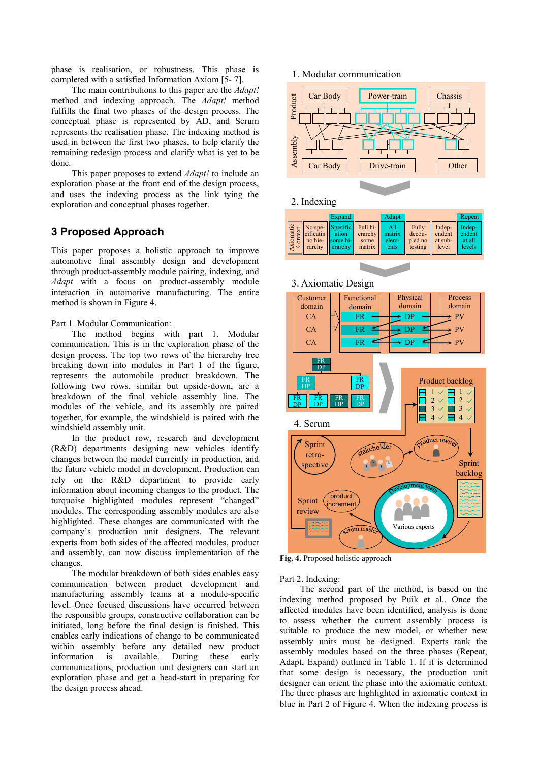phase is realisation, or robustness. This phase is completed with a satisfied Information Axiom [5- 7].

The main contributions to this paper are the *Adapt!* method and indexing approach. The *Adapt!* method fulfills the final two phases of the design process. The conceptual phase is represented by AD, and Scrum represents the realisation phase. The indexing method is used in between the first two phases, to help clarify the remaining redesign process and clarify what is yet to be done.

This paper proposes to extend *Adapt!* to include an exploration phase at the front end of the design process, and uses the indexing process as the link tying the exploration and conceptual phases together.

## 3 Proposed Approach

This paper proposes a holistic approach to improve automotive final assembly design and development through product-assembly module pairing, indexing, and *Adapt* with a focus on product-assembly module interaction in automotive manufacturing. The entire method is shown in Figure 4.

Part 1. Modular Communication:

The method begins with part 1. Modular communication. This is in the exploration phase of the design process. The top two rows of the hierarchy tree breaking down into modules in Part 1 of the figure, represents the automobile product breakdown. The following two rows, similar but upside-down, are a breakdown of the final vehicle assembly line. The modules of the vehicle, and its assembly are paired together, for example, the windshield is paired with the windshield assembly unit.

In the product row, research and development (R&D) departments designing new vehicles identify changes between the model currently in production, and the future vehicle model in development. Production can rely on the R&D department to provide early information about incoming changes to the product. The turquoise highlighted modules represent "changed" modules. The corresponding assembly modules are also highlighted. These changes are communicated with the company's production unit designers. The relevant experts from both sides of the affected modules, product and assembly, can now discuss implementation of the changes.

The modular breakdown of both sides enables easy communication between product development and manufacturing assembly teams at a module-specific level. Once focused discussions have occurred between the responsible groups, constructive collaboration can be initiated, long before the final design is finished. This enables early indications of change to be communicated within assembly before any detailed new product information is available. During these early communications, production unit designers can start an exploration phase and get a head-start in preparing for the design process ahead.

**Fig. 4.** Proposed holistic approach

Part 2. Indexing:

The second part of the method, is based on the indexing method proposed by Puik et al.. Once the affected modules have been identified, analysis is done to assess whether the current assembly process is suitable to produce the new model, or whether new assembly units must be designed. Experts rank the assembly modules based on the three phases (Repeat, Adapt, Expand) outlined in Table 1. If it is determined that some design is necessary, the production unit designer can orient the phase into the axiomatic context. The three phases are highlighted in axiomatic context in blue in Part 2 of Figure 4. When the indexing process is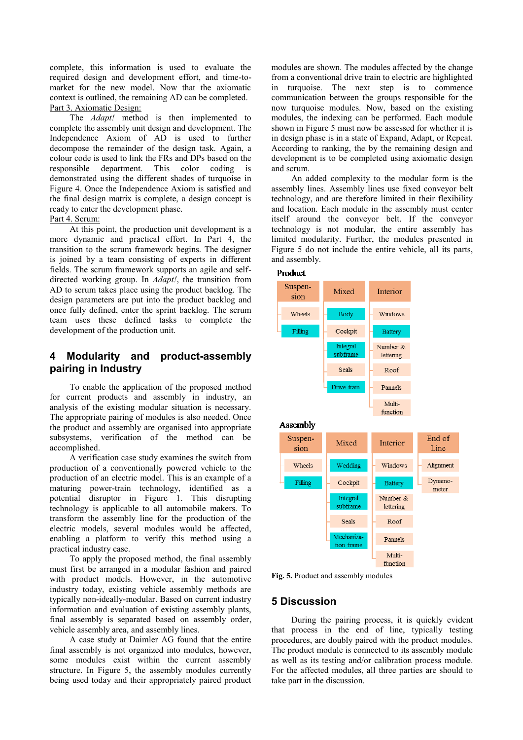complete, this information is used to evaluate the required design and development effort, and time-to-market for the new model. Now that the axiomatic context is outlined, the remaining AD can be completed.

Part 3. Axiomatic Design:

The *Adapt!* method is then implemented to complete the assembly unit design and development. The Independence Axiom of AD is used to further decompose the remainder of the design task. Again, a colour code is used to link the FRs and DPs based on the responsible department. This color coding is demonstrated using the different shades of turquoise in Figure 4. Once the Independence Axiom is satisfied and the final design matrix is complete, a design concept is ready to enter the development phase.

Part 4. Scrum:

At this point, the production unit development is a more dynamic and practical effort. In Part 4, the transition to the scrum framework begins. The designer is joined by a team consisting of experts in different fields. The scrum framework supports an agile and self-directed working group. In *Adapt!*, the transition from AD to scrum takes place using the product backlog. The design parameters are put into the product backlog and once fully defined, enter the sprint backlog. The scrum team uses these defined tasks to complete the development of the production unit.

## 4 Modularity and product-assembly pairing in Industry

To enable the application of the proposed method for current products and assembly in industry, an analysis of the existing modular situation is necessary. The appropriate pairing of modules is also needed. Once the product and assembly are organised into appropriate subsystems, verification of the method can be accomplished.

A verification case study examines the switch from production of a conventionally powered vehicle to the production of an electric model. This is an example of a maturing power-train technology, identified as a potential disruptor in Figure 1. This disrupting technology is applicable to all automobile makers. To transform the assembly line for the production of the electric models, several modules would be affected, enabling a platform to verify this method using a practical industry case.

To apply the proposed method, the final assembly must first be arranged in a modular fashion and paired with product models. However, in the automotive industry today, existing vehicle assembly methods are typically non-ideally-modular. Based on current industry information and evaluation of existing assembly plants, final assembly is separated based on assembly order, vehicle assembly area, and assembly lines.

A case study at Daimler AG found that the entire final assembly is not organized into modules, however, some modules exist within the current assembly structure. In Figure 5, the assembly modules currently being used today and their appropriately paired product modules are shown. The modules affected by the change from a conventional drive train to electric are highlighted in turquoise. The next step is to commence communication between the groups responsible for the now turquoise modules. Now, based on the existing modules, the indexing can be performed. Each module shown in Figure 5 must now be assessed for whether it is in design phase is in a state of Expand, Adapt, or Repeat. According to ranking, the by the remaining design and development is to be completed using axiomatic design and scrum.

An added complexity to the modular form is the assembly lines. Assembly lines use fixed conveyor belt technology, and are therefore limited in their flexibility and location. Each module in the assembly must center itself around the conveyor belt. If the conveyor technology is not modular, the entire assembly has limited modularity. Further, the modules presented in Figure 5 do not include the entire vehicle, all its parts, and assembly.

**Product**

| Suspension | Mixed | Interior |
| --- | --- | --- |
| Wheels | Body | Windows |
| Filling | Cockpit | Battery |
| | Integral subframe | Number & lettering |
| | Seals | Roof |
| | Drive train | Pannels |
| | | Multi-function |

**Assembly**

| Suspension | Mixed | Interior | End of Line |
| --- | --- | --- | --- |
| Wheels | Wedding | Windows | Alignment |
| Filling | Cockpit | Battery | Dynamo-meter |
| | Integral subframe | Number & lettering | |
| | Seals | Roof | |
| | Mechanization frame | Pannels | |
| | | Multi-function | |

**Fig. 5.** Product and assembly modules

## 5 Discussion

During the pairing process, it is quickly evident that process in the end of line, typically testing procedures, are doubly paired with the product modules. The product module is connected to its assembly module as well as its testing and/or calibration process module. For the affected modules, all three parties are should to take part in the discussion.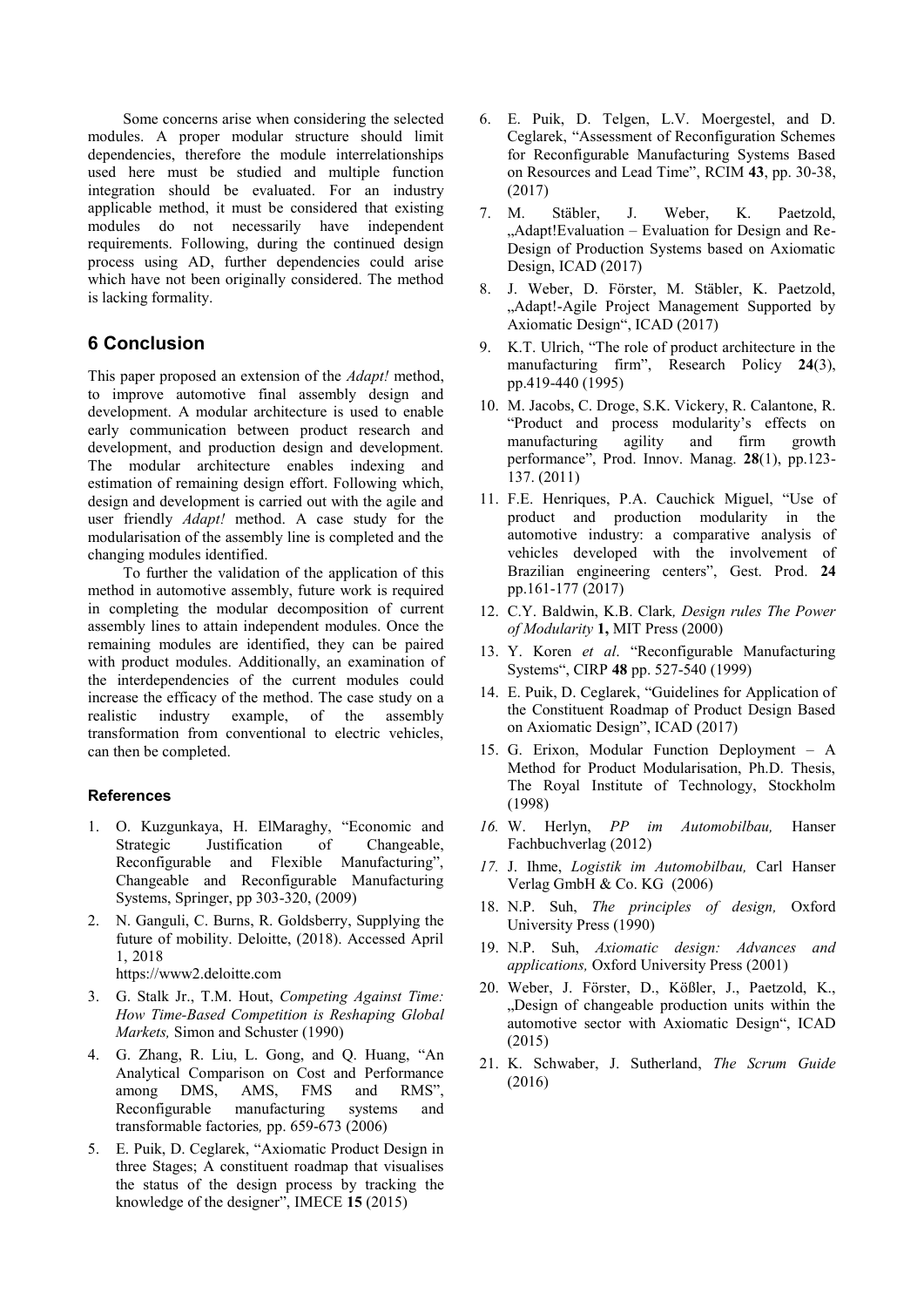Some concerns arise when considering the selected modules. A proper modular structure should limit dependencies, therefore the module interrelationships used here must be studied and multiple function integration should be evaluated. For an industry applicable method, it must be considered that existing modules do not necessarily have independent requirements. Following, during the continued design process using AD, further dependencies could arise which have not been originally considered. The method is lacking formality.

## 6 Conclusion

This paper proposed an extension of the *Adapt!* method, to improve automotive final assembly design and development. A modular architecture is used to enable early communication between product research and development, and production design and development. The modular architecture enables indexing and estimation of remaining design effort. Following which, design and development is carried out with the agile and user friendly *Adapt!* method. A case study for the modularisation of the assembly line is completed and the changing modules identified.

To further the validation of the application of this method in automotive assembly, future work is required in completing the modular decomposition of current assembly lines to attain independent modules. Once the remaining modules are identified, they can be paired with product modules. Additionally, an examination of the interdependencies of the current modules could increase the efficacy of the method. The case study on a realistic industry example, of the assembly transformation from conventional to electric vehicles, can then be completed.

### References

1. O. Kuzgunkaya, H. ElMaraghy, "Economic and Strategic Justification of Changeable, Reconfigurable and Flexible Manufacturing", Changeable and Reconfigurable Manufacturing Systems, Springer, pp 303-320, (2009)
2. N. Ganguli, C. Burns, R. Goldsberry, Supplying the future of mobility. Deloitte, (2018). Accessed April 1, 2018 https://www2.deloitte.com
3. G. Stalk Jr., T.M. Hout, *Competing Against Time: How Time-Based Competition is Reshaping Global Markets,* Simon and Schuster (1990)
4. G. Zhang, R. Liu, L. Gong, and Q. Huang, "An Analytical Comparison on Cost and Performance among DMS, AMS, FMS and RMS", Reconfigurable manufacturing systems and transformable factories*,* pp. 659-673 (2006)
5. E. Puik, D. Ceglarek, "Axiomatic Product Design in three Stages; A constituent roadmap that visualises the status of the design process by tracking the knowledge of the designer", IMECE **15** (2015)
6. E. Puik, D. Telgen, L.V. Moergestel, and D. Ceglarek, "Assessment of Reconfiguration Schemes for Reconfigurable Manufacturing Systems Based on Resources and Lead Time", RCIM **43**, pp. 30-38, (2017)
7. M. Stäbler, J. Weber, K. Paetzold, „Adapt!Evaluation – Evaluation for Design and Re-Design of Production Systems based on Axiomatic Design, ICAD (2017)
8. J. Weber, D. Förster, M. Stäbler, K. Paetzold, „Adapt!-Agile Project Management Supported by Axiomatic Design", ICAD (2017)
9. K.T. Ulrich, "The role of product architecture in the manufacturing firm", Research Policy **24**(3), pp.419-440 (1995)
10. M. Jacobs, C. Droge, S.K. Vickery, R. Calantone, R. "Product and process modularity's effects on manufacturing agility and firm growth performance", Prod. Innov. Manag. **28**(1), pp.123-137. (2011)
11. F.E. Henriques, P.A. Cauchick Miguel, "Use of product and production modularity in the automotive industry: a comparative analysis of vehicles developed with the involvement of Brazilian engineering centers", Gest. Prod. **24** pp.161-177 (2017)
12. C.Y. Baldwin, K.B. Clark*, Design rules The Power of Modularity* **1,** MIT Press (2000)
13. Y. Koren *et al*. "Reconfigurable Manufacturing Systems", CIRP **48** pp. 527-540 (1999)
14. E. Puik, D. Ceglarek, "Guidelines for Application of the Constituent Roadmap of Product Design Based on Axiomatic Design", ICAD (2017)
15. G. Erixon, Modular Function Deployment – A Method for Product Modularisation, Ph.D. Thesis, The Royal Institute of Technology, Stockholm (1998)
16. W. Herlyn, *PP im Automobilbau,* Hanser Fachbuchverlag (2012)
17. J. Ihme, *Logistik im Automobilbau,* Carl Hanser Verlag GmbH & Co. KG (2006)
18. N.P. Suh, *The principles of design,* Oxford University Press (1990)
19. N.P. Suh, *Axiomatic design: Advances and applications,* Oxford University Press (2001)
20. Weber, J. Förster, D., Kößler, J., Paetzold, K., „Design of changeable production units within the automotive sector with Axiomatic Design", ICAD (2015)
21. K. Schwaber, J. Sutherland, *The Scrum Guide* (2016)